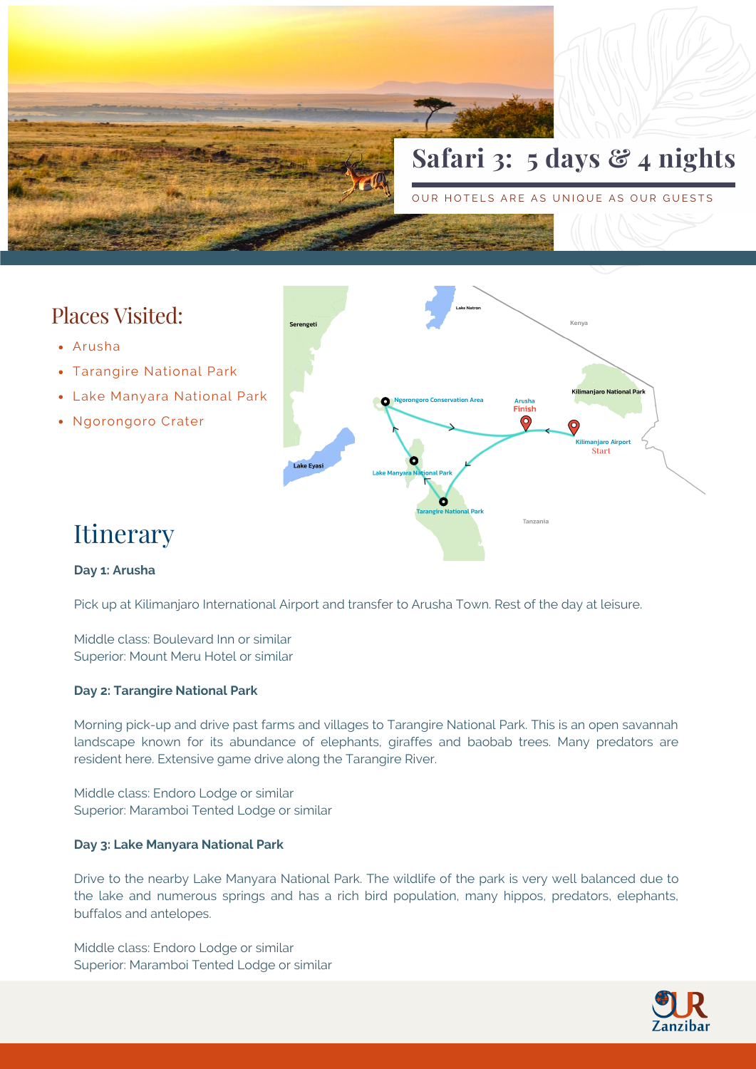# Safari 3: 5 days & 4 nights

OUR HOTELS ARE AS UNIQUE AS OUR GUESTS

## Places Visited:

- Arusha
- Tarangire National Park
- Lake Manyara National Park
- Ngorongoro Crater

## Itinerary

**Day 1: Arusha**

Pick up at Kilimanjaro International Airport and transfer to Arusha Town. Rest of the day at leisure.

Middle class: Boulevard Inn or similar
Superior: Mount Meru Hotel or similar

**Day 2: Tarangire National Park**

Morning pick-up and drive past farms and villages to Tarangire National Park. This is an open savannah landscape known for its abundance of elephants, giraffes and baobab trees. Many predators are resident here. Extensive game drive along the Tarangire River.

Middle class: Endoro Lodge or similar
Superior: Maramboi Tented Lodge or similar

**Day 3: Lake Manyara National Park**

Drive to the nearby Lake Manyara National Park. The wildlife of the park is very well balanced due to the lake and numerous springs and has a rich bird population, many hippos, predators, elephants, buffalos and antelopes.

Middle class: Endoro Lodge or similar
Superior: Maramboi Tented Lodge or similar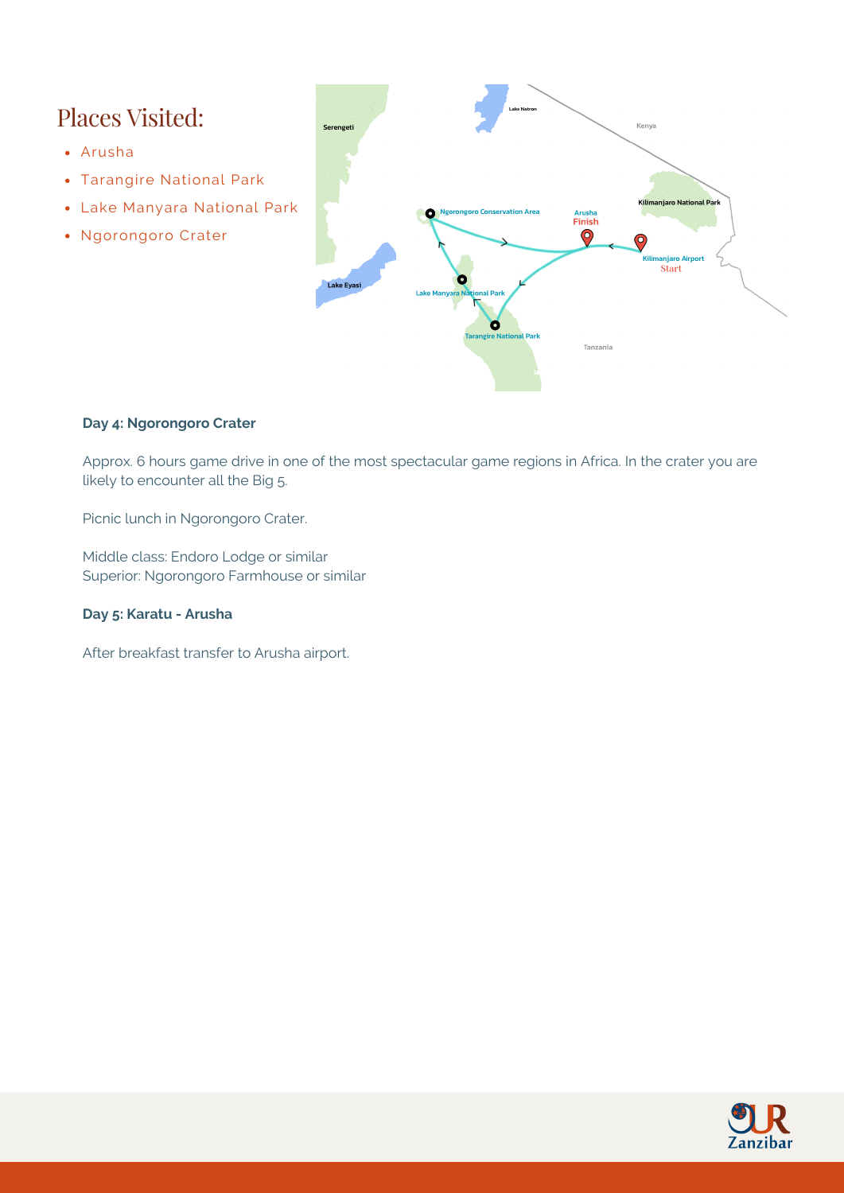# Places Visited:

- Arusha
- Tarangire National Park
- Lake Manyara National Park
- Ngorongoro Crater

Lake Natron
Kenya
Serengeti
Kilimanjaro National Park
Ngorongoro Conservation Area
Arusha
Finish
Kilimanjaro Airport
Start
Lake Eyasi
Lake Manyara National Park
Tarangire National Park
Tanzania

**Day 4: Ngorongoro Crater**

Approx. 6 hours game drive in one of the most spectacular game regions in Africa. In the crater you are likely to encounter all the Big 5.

Picnic lunch in Ngorongoro Crater.

Middle class: Endoro Lodge or similar
Superior: Ngorongoro Farmhouse or similar

**Day 5: Karatu - Arusha**

After breakfast transfer to Arusha airport.